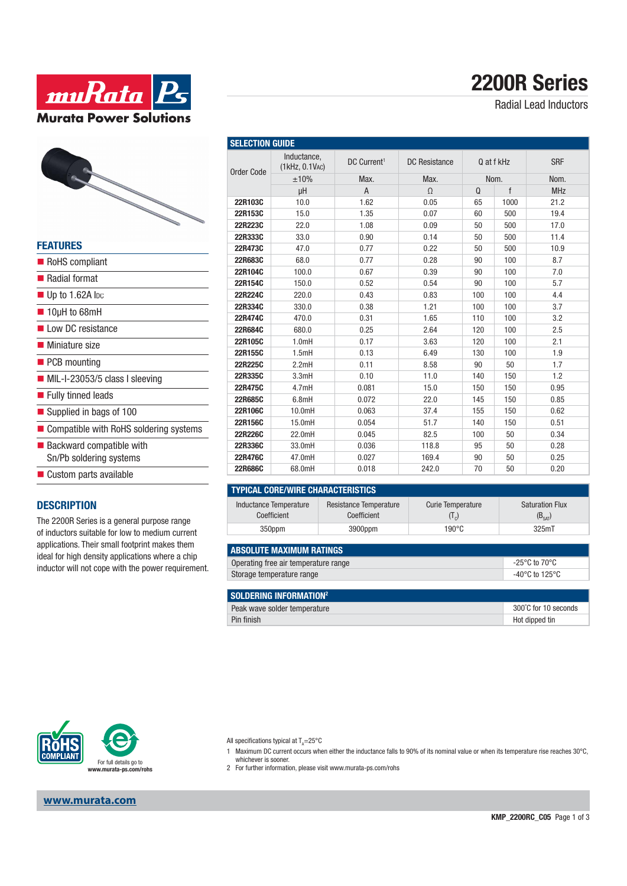# 2200R Series

Radial Lead Inductors

## FEATURES

- RoHS compliant
- Radial format
- Up to 1.62A IDC
- 10μH to 68mH
- Low DC resistance
- Miniature size
- PCB mounting
- MIL-I-23053/5 class I sleeving
- Fully tinned leads
- Supplied in bags of 100
- Compatible with RoHS soldering systems
- Backward compatible with Sn/Pb soldering systems
- Custom parts available

## DESCRIPTION

The 2200R Series is a general purpose range of inductors suitable for low to medium current applications. Their small footprint makes them ideal for high density applications where a chip inductor will not cope with the power requirement.

## SELECTION GUIDE

| Order Code | Inductance, (1kHz, 0.1VAC) | DC Current[1] | DC Resistance | Q at f kHz | | SRF |
|---|---|---|---|---|---|---|
| | ±10% | Max. | Max. | Nom. | | Nom. |
| | μH | A | Ω | Q | f | MHz |
| **22R103C** | 10.0 | 1.62 | 0.05 | 65 | 1000 | 21.2 |
| **22R153C** | 15.0 | 1.35 | 0.07 | 60 | 500 | 19.4 |
| **22R223C** | 22.0 | 1.08 | 0.09 | 50 | 500 | 17.0 |
| **22R333C** | 33.0 | 0.90 | 0.14 | 50 | 500 | 11.4 |
| **22R473C** | 47.0 | 0.77 | 0.22 | 50 | 500 | 10.9 |
| **22R683C** | 68.0 | 0.77 | 0.28 | 90 | 100 | 8.7 |
| **22R104C** | 100.0 | 0.67 | 0.39 | 90 | 100 | 7.0 |
| **22R154C** | 150.0 | 0.52 | 0.54 | 90 | 100 | 5.7 |
| **22R224C** | 220.0 | 0.43 | 0.83 | 100 | 100 | 4.4 |
| **22R334C** | 330.0 | 0.38 | 1.21 | 100 | 100 | 3.7 |
| **22R474C** | 470.0 | 0.31 | 1.65 | 110 | 100 | 3.2 |
| **22R684C** | 680.0 | 0.25 | 2.64 | 120 | 100 | 2.5 |
| **22R105C** | 1.0mH | 0.17 | 3.63 | 120 | 100 | 2.1 |
| **22R155C** | 1.5mH | 0.13 | 6.49 | 130 | 100 | 1.9 |
| **22R225C** | 2.2mH | 0.11 | 8.58 | 90 | 50 | 1.7 |
| **22R335C** | 3.3mH | 0.10 | 11.0 | 140 | 150 | 1.2 |
| **22R475C** | 4.7mH | 0.081 | 15.0 | 150 | 150 | 0.95 |
| **22R685C** | 6.8mH | 0.072 | 22.0 | 145 | 150 | 0.85 |
| **22R106C** | 10.0mH | 0.063 | 37.4 | 155 | 150 | 0.62 |
| **22R156C** | 15.0mH | 0.054 | 51.7 | 140 | 150 | 0.51 |
| **22R226C** | 22.0mH | 0.045 | 82.5 | 100 | 50 | 0.34 |
| **22R336C** | 33.0mH | 0.036 | 118.8 | 95 | 50 | 0.28 |
| **22R476C** | 47.0mH | 0.027 | 169.4 | 90 | 50 | 0.25 |
| **22R686C** | 68.0mH | 0.018 | 242.0 | 70 | 50 | 0.20 |

## TYPICAL CORE/WIRE CHARACTERISTICS

| Inductance Temperature Coefficient | Resistance Temperature Coefficient | Curie Temperature ($T_C$) | Saturation Flux ($B_{SAT}$) |
|---|---|---|---|
| 350ppm | 3900ppm | 190°C | 325mT |

## ABSOLUTE MAXIMUM RATINGS

| | |
|---|---|
| Operating free air temperature range | -25°C to 70°C |
| Storage temperature range | -40°C to 125°C |

## SOLDERING INFORMATION[2]

| | |
|---|---|
| Peak wave solder temperature | 300°C for 10 seconds |
| Pin finish | Hot dipped tin |

For full details go to www.murata-ps.com/rohs

All specifications typical at $T_A$=25°C

1 Maximum DC current occurs when either the inductance falls to 90% of its nominal value or when its temperature rise reaches 30°C, whichever is sooner.

2 For further information, please visit www.murata-ps.com/rohs

www.murata.com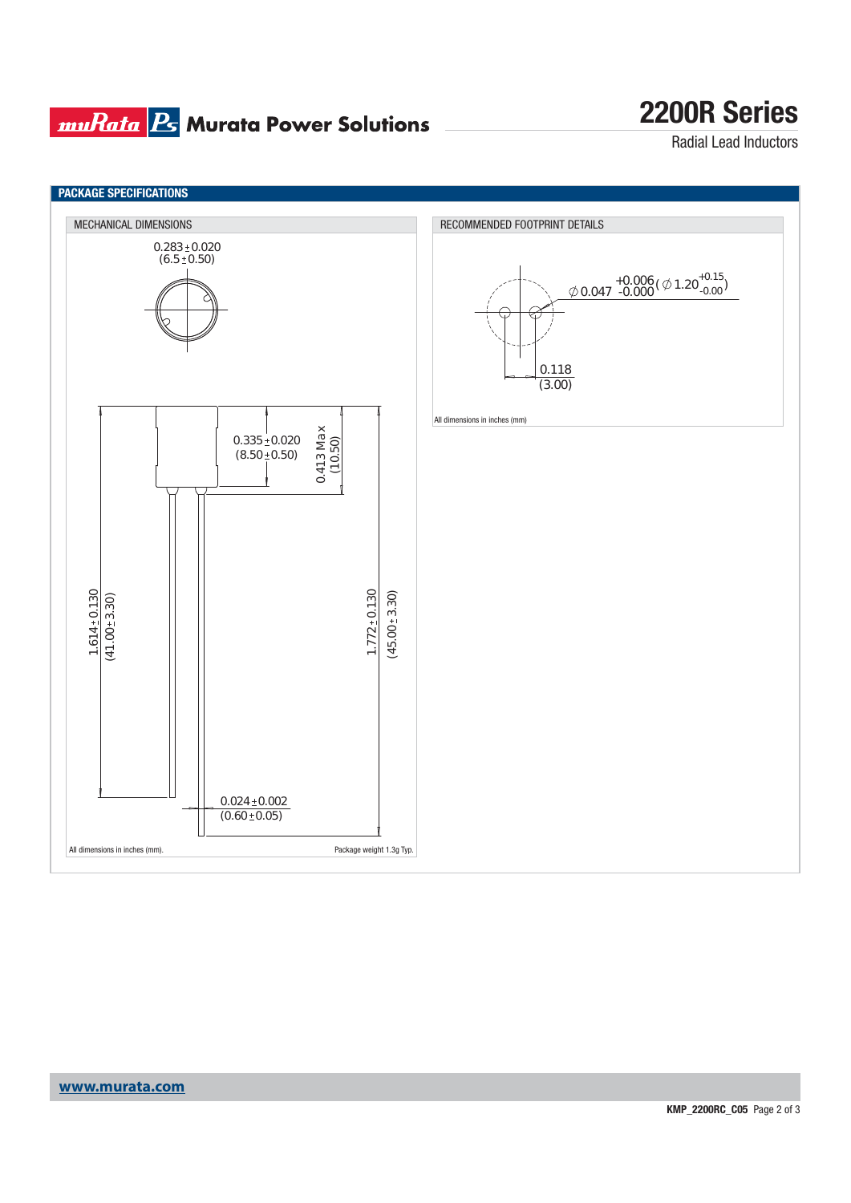## PACKAGE SPECIFICATIONS

### MECHANICAL DIMENSIONS

0.283±0.020
(6.5±0.50)

0.335±0.020
(8.50±0.50)

0.413 Max
(10.50)

1.614±0.130
(41.00±3.30)

1.772±0.130
(45.00±3.30)

0.024±0.002
(0.60±0.05)

All dimensions in inches (mm).

Package weight 1.3g Typ.

### RECOMMENDED FOOTPRINT DETAILS

∅0.047 $^{+0.006}_{-0.000}$ (∅1.20 $^{+0.15}_{-0.00}$)

0.118
(3.00)

All dimensions in inches (mm)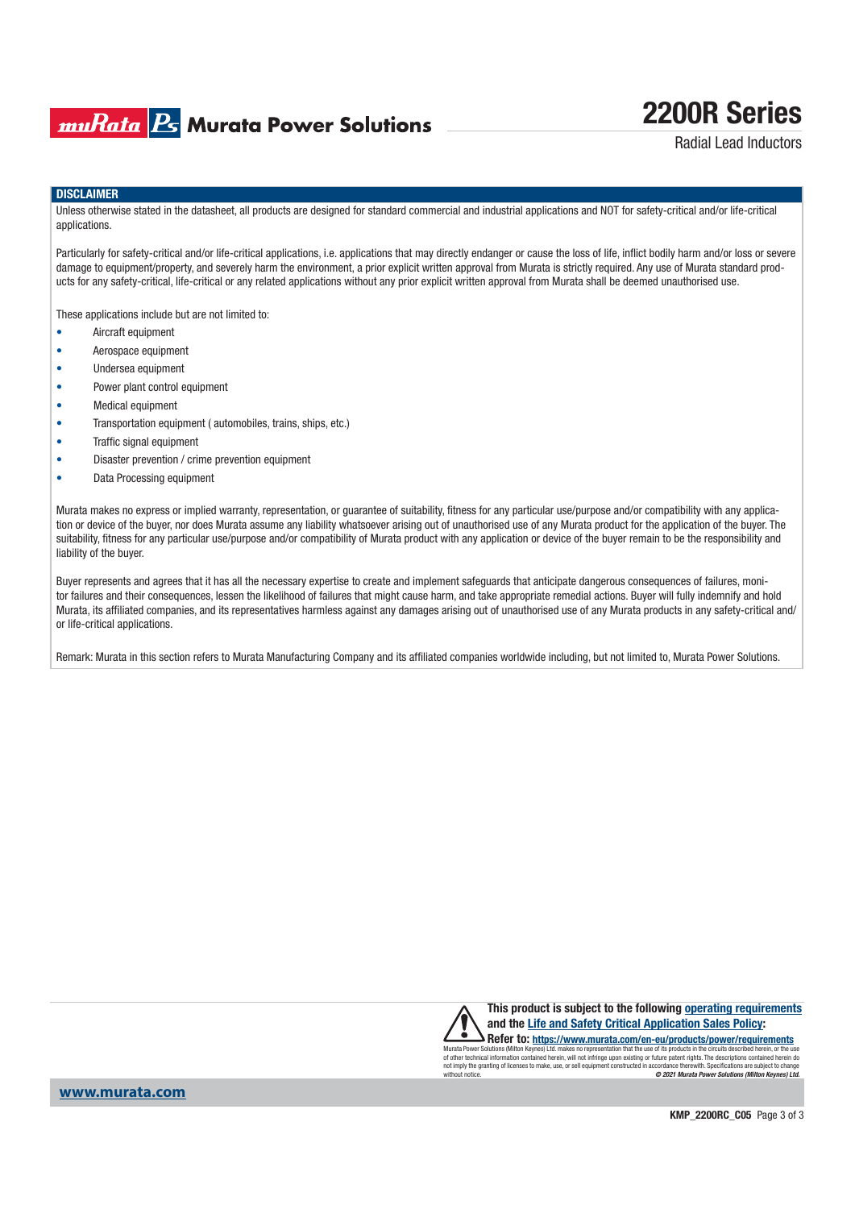## DISCLAIMER

Unless otherwise stated in the datasheet, all products are designed for standard commercial and industrial applications and NOT for safety-critical and/or life-critical applications.

Particularly for safety-critical and/or life-critical applications, i.e. applications that may directly endanger or cause the loss of life, inflict bodily harm and/or loss or severe damage to equipment/property, and severely harm the environment, a prior explicit written approval from Murata is strictly required. Any use of Murata standard products for any safety-critical, life-critical or any related applications without any prior explicit written approval from Murata shall be deemed unauthorised use.

These applications include but are not limited to:

- Aircraft equipment
- Aerospace equipment
- Undersea equipment
- Power plant control equipment
- Medical equipment
- Transportation equipment ( automobiles, trains, ships, etc.)
- Traffic signal equipment
- Disaster prevention / crime prevention equipment
- Data Processing equipment

Murata makes no express or implied warranty, representation, or guarantee of suitability, fitness for any particular use/purpose and/or compatibility with any application or device of the buyer, nor does Murata assume any liability whatsoever arising out of unauthorised use of any Murata product for the application of the buyer. The suitability, fitness for any particular use/purpose and/or compatibility of Murata product with any application or device of the buyer remain to be the responsibility and liability of the buyer.

Buyer represents and agrees that it has all the necessary expertise to create and implement safeguards that anticipate dangerous consequences of failures, monitor failures and their consequences, lessen the likelihood of failures that might cause harm, and take appropriate remedial actions. Buyer will fully indemnify and hold Murata, its affiliated companies, and its representatives harmless against any damages arising out of unauthorised use of any Murata products in any safety-critical and/ or life-critical applications.

Remark: Murata in this section refers to Murata Manufacturing Company and its affiliated companies worldwide including, but not limited to, Murata Power Solutions.

**This product is subject to the following operating requirements and the Life and Safety Critical Application Sales Policy:**
**Refer to: https://www.murata.com/en-eu/products/power/requirements**

Murata Power Solutions (Milton Keynes) Ltd. makes no representation that the use of its products in the circuits described herein, or the use of other technical information contained herein, will not infringe upon existing or future patent rights. The descriptions contained herein do not imply the granting of licenses to make, use, or sell equipment constructed in accordance therewith. Specifications are subject to change without notice. *© 2021 Murata Power Solutions (Milton Keynes) Ltd.*